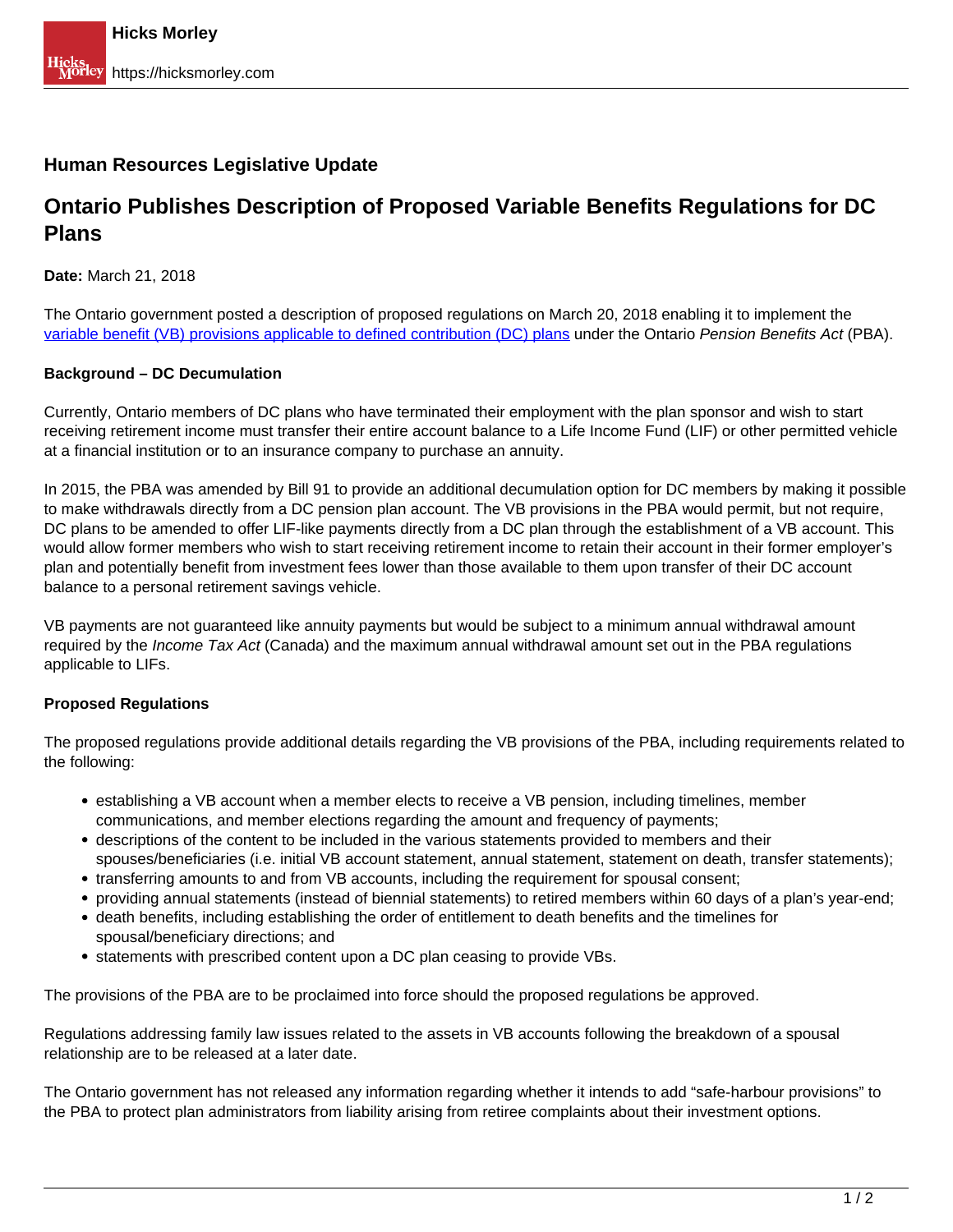## Human Resources Legislative Update

# Ontario Publishes Description of Proposed Variable Benefits Regulations for DC Plans

**Date:** March 21, 2018

The Ontario government posted a description of proposed regulations on March 20, 2018 enabling it to implement the variable benefit (VB) provisions applicable to defined contribution (DC) plans under the Ontario *Pension Benefits Act* (PBA).

### Background – DC Decumulation

Currently, Ontario members of DC plans who have terminated their employment with the plan sponsor and wish to start receiving retirement income must transfer their entire account balance to a Life Income Fund (LIF) or other permitted vehicle at a financial institution or to an insurance company to purchase an annuity.

In 2015, the PBA was amended by Bill 91 to provide an additional decumulation option for DC members by making it possible to make withdrawals directly from a DC pension plan account. The VB provisions in the PBA would permit, but not require, DC plans to be amended to offer LIF-like payments directly from a DC plan through the establishment of a VB account. This would allow former members who wish to start receiving retirement income to retain their account in their former employer's plan and potentially benefit from investment fees lower than those available to them upon transfer of their DC account balance to a personal retirement savings vehicle.

VB payments are not guaranteed like annuity payments but would be subject to a minimum annual withdrawal amount required by the *Income Tax Act* (Canada) and the maximum annual withdrawal amount set out in the PBA regulations applicable to LIFs.

### Proposed Regulations

The proposed regulations provide additional details regarding the VB provisions of the PBA, including requirements related to the following:

- establishing a VB account when a member elects to receive a VB pension, including timelines, member communications, and member elections regarding the amount and frequency of payments;
- descriptions of the content to be included in the various statements provided to members and their spouses/beneficiaries (i.e. initial VB account statement, annual statement, statement on death, transfer statements);
- transferring amounts to and from VB accounts, including the requirement for spousal consent;
- providing annual statements (instead of biennial statements) to retired members within 60 days of a plan's year-end;
- death benefits, including establishing the order of entitlement to death benefits and the timelines for spousal/beneficiary directions; and
- statements with prescribed content upon a DC plan ceasing to provide VBs.

The provisions of the PBA are to be proclaimed into force should the proposed regulations be approved.

Regulations addressing family law issues related to the assets in VB accounts following the breakdown of a spousal relationship are to be released at a later date.

The Ontario government has not released any information regarding whether it intends to add "safe-harbour provisions" to the PBA to protect plan administrators from liability arising from retiree complaints about their investment options.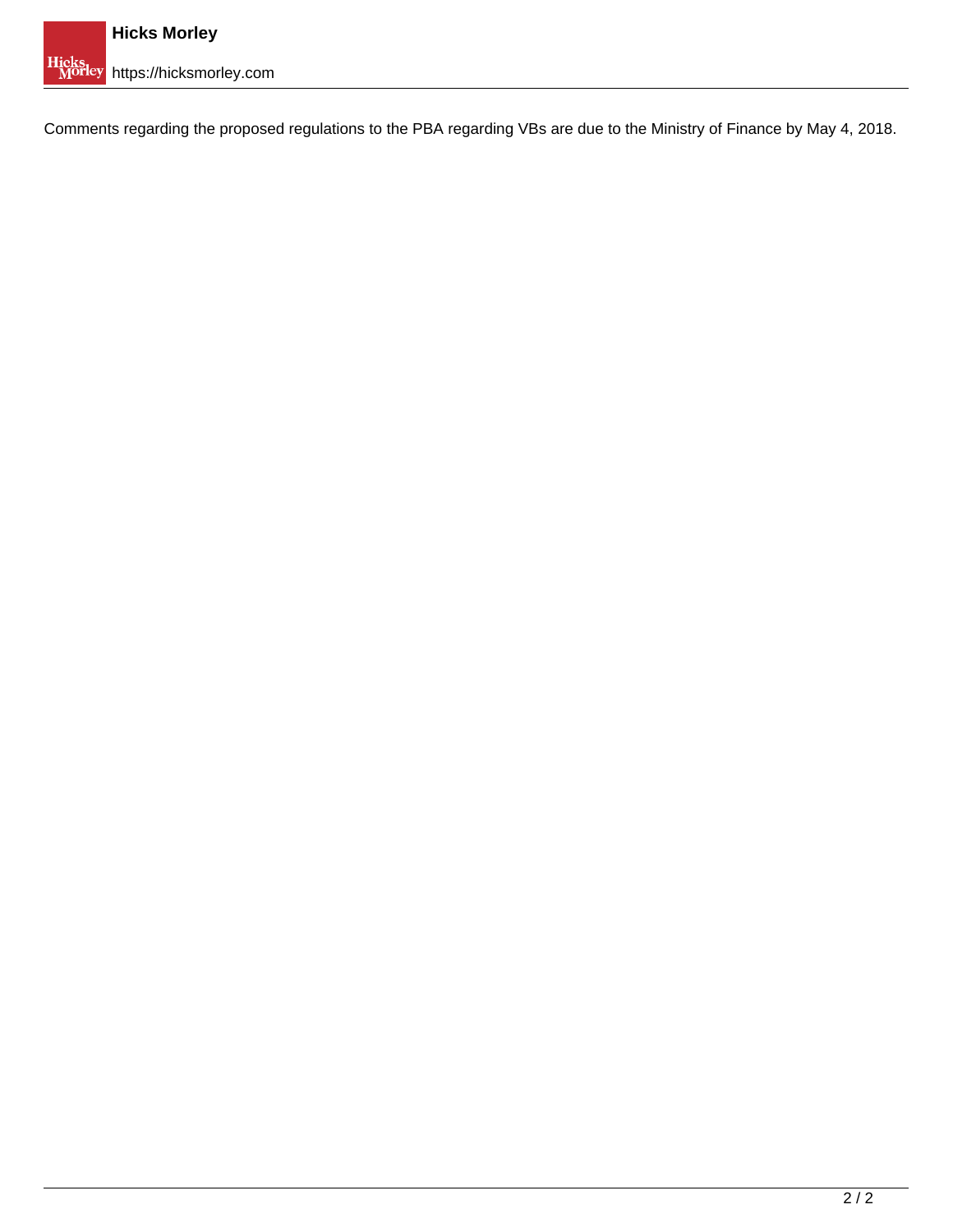Comments regarding the proposed regulations to the PBA regarding VBs are due to the Ministry of Finance by May 4, 2018.